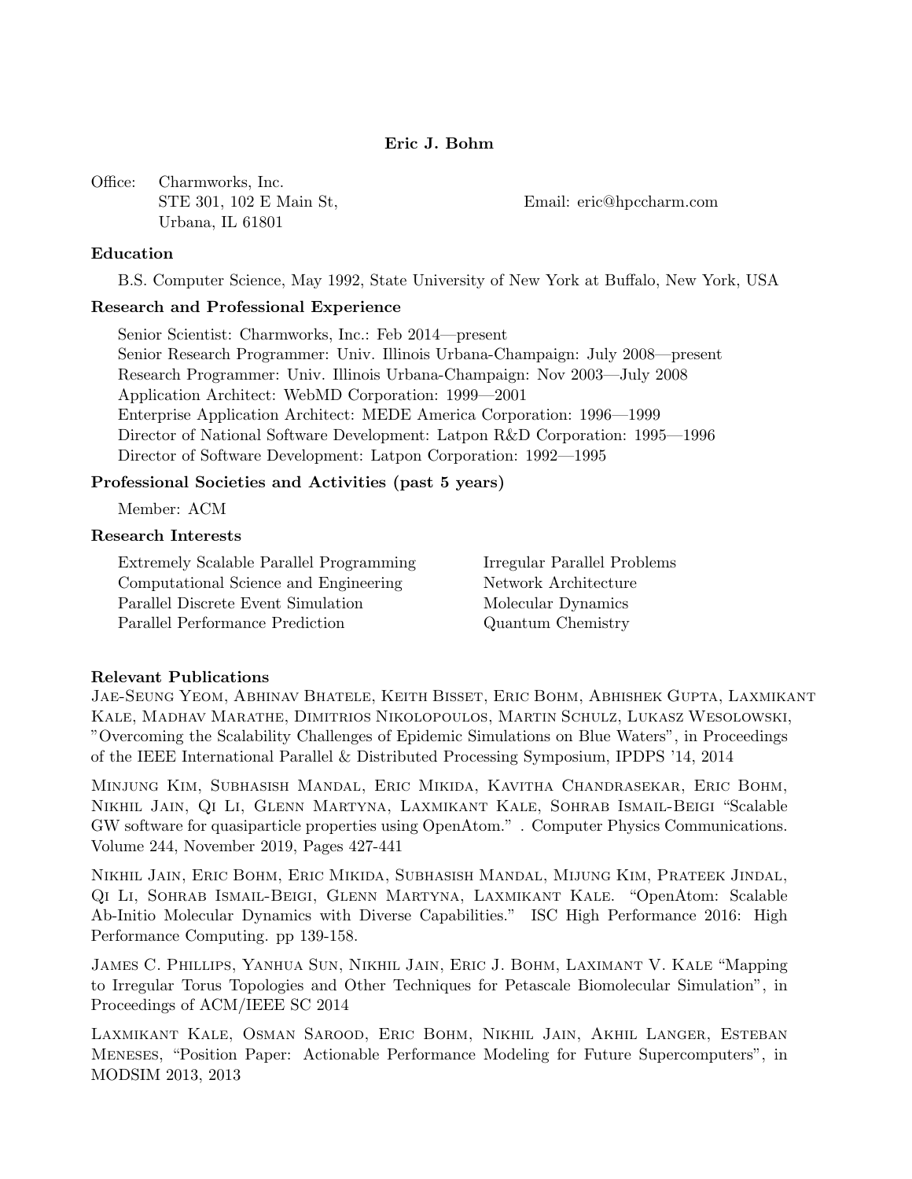**Eric J. Bohm**

Office: Charmworks, Inc.
STE 301, 102 E Main St,
Urbana, IL 61801

Email: eric@hpccharm.com

### Education

B.S. Computer Science, May 1992, State University of New York at Buffalo, New York, USA

### Research and Professional Experience

Senior Scientist: Charmworks, Inc.: Feb 2014—present
Senior Research Programmer: Univ. Illinois Urbana-Champaign: July 2008—present
Research Programmer: Univ. Illinois Urbana-Champaign: Nov 2003—July 2008
Application Architect: WebMD Corporation: 1999—2001
Enterprise Application Architect: MEDE America Corporation: 1996—1999
Director of National Software Development: Latpon R&D Corporation: 1995—1996
Director of Software Development: Latpon Corporation: 1992—1995

### Professional Societies and Activities (past 5 years)

Member: ACM

### Research Interests

- Extremely Scalable Parallel Programming
- Computational Science and Engineering
- Parallel Discrete Event Simulation
- Parallel Performance Prediction
- Irregular Parallel Problems
- Network Architecture
- Molecular Dynamics
- Quantum Chemistry

### Relevant Publications

Jae-Seung Yeom, Abhinav Bhatele, Keith Bisset, Eric Bohm, Abhishek Gupta, Laxmikant Kale, Madhav Marathe, Dimitrios Nikolopoulos, Martin Schulz, Lukasz Wesolowski, "Overcoming the Scalability Challenges of Epidemic Simulations on Blue Waters", in Proceedings of the IEEE International Parallel & Distributed Processing Symposium, IPDPS '14, 2014

Minjung Kim, Subhasish Mandal, Eric Mikida, Kavitha Chandrasekar, Eric Bohm, Nikhil Jain, Qi Li, Glenn Martyna, Laxmikant Kale, Sohrab Ismail-Beigi "Scalable GW software for quasiparticle properties using OpenAtom." . Computer Physics Communications. Volume 244, November 2019, Pages 427-441

Nikhil Jain, Eric Bohm, Eric Mikida, Subhasish Mandal, Mijung Kim, Prateek Jindal, Qi Li, Sohrab Ismail-Beigi, Glenn Martyna, Laxmikant Kale. "OpenAtom: Scalable Ab-Initio Molecular Dynamics with Diverse Capabilities." ISC High Performance 2016: High Performance Computing. pp 139-158.

James C. Phillips, Yanhua Sun, Nikhil Jain, Eric J. Bohm, Laximant V. Kale "Mapping to Irregular Torus Topologies and Other Techniques for Petascale Biomolecular Simulation", in Proceedings of ACM/IEEE SC 2014

Laxmikant Kale, Osman Sarood, Eric Bohm, Nikhil Jain, Akhil Langer, Esteban Meneses, "Position Paper: Actionable Performance Modeling for Future Supercomputers", in MODSIM 2013, 2013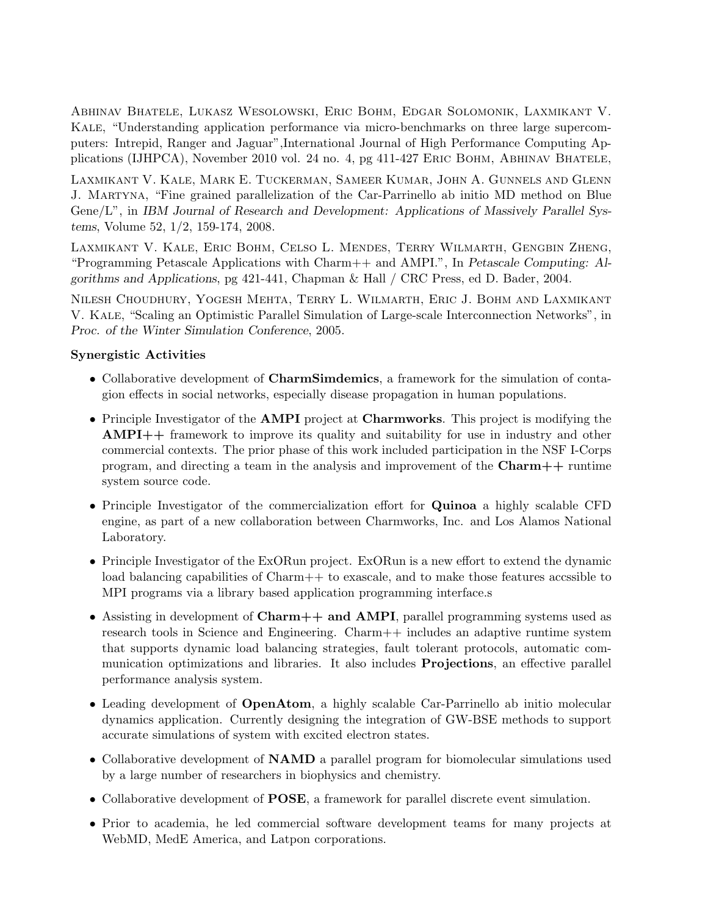Abhinav Bhatele, Lukasz Wesolowski, Eric Bohm, Edgar Solomonik, Laxmikant V. Kale, "Understanding application performance via micro-benchmarks on three large supercomputers: Intrepid, Ranger and Jaguar",International Journal of High Performance Computing Applications (IJHPCA), November 2010 vol. 24 no. 4, pg 411-427 Eric Bohm, Abhinav Bhatele,

Laxmikant V. Kale, Mark E. Tuckerman, Sameer Kumar, John A. Gunnels and Glenn J. Martyna, "Fine grained parallelization of the Car-Parrinello ab initio MD method on Blue Gene/L", in *IBM Journal of Research and Development: Applications of Massively Parallel Systems*, Volume 52, 1/2, 159-174, 2008.

Laxmikant V. Kale, Eric Bohm, Celso L. Mendes, Terry Wilmarth, Gengbin Zheng, "Programming Petascale Applications with Charm++ and AMPI.", In *Petascale Computing: Algorithms and Applications*, pg 421-441, Chapman & Hall / CRC Press, ed D. Bader, 2004.

Nilesh Choudhury, Yogesh Mehta, Terry L. Wilmarth, Eric J. Bohm and Laxmikant V. Kale, "Scaling an Optimistic Parallel Simulation of Large-scale Interconnection Networks", in *Proc. of the Winter Simulation Conference*, 2005.

**Synergistic Activities**

- Collaborative development of **CharmSimdemics**, a framework for the simulation of contagion effects in social networks, especially disease propagation in human populations.
- Principle Investigator of the **AMPI** project at **Charmworks**. This project is modifying the **AMPI++** framework to improve its quality and suitability for use in industry and other commercial contexts. The prior phase of this work included participation in the NSF I-Corps program, and directing a team in the analysis and improvement of the **Charm++** runtime system source code.
- Principle Investigator of the commercialization effort for **Quinoa** a highly scalable CFD engine, as part of a new collaboration between Charmworks, Inc. and Los Alamos National Laboratory.
- Principle Investigator of the ExORun project. ExORun is a new effort to extend the dynamic load balancing capabilities of Charm++ to exascale, and to make those features accssible to MPI programs via a library based application programming interface.s
- Assisting in development of **Charm++ and AMPI**, parallel programming systems used as research tools in Science and Engineering. Charm++ includes an adaptive runtime system that supports dynamic load balancing strategies, fault tolerant protocols, automatic communication optimizations and libraries. It also includes **Projections**, an effective parallel performance analysis system.
- Leading development of **OpenAtom**, a highly scalable Car-Parrinello ab initio molecular dynamics application. Currently designing the integration of GW-BSE methods to support accurate simulations of system with excited electron states.
- Collaborative development of **NAMD** a parallel program for biomolecular simulations used by a large number of researchers in biophysics and chemistry.
- Collaborative development of **POSE**, a framework for parallel discrete event simulation.
- Prior to academia, he led commercial software development teams for many projects at WebMD, MedE America, and Latpon corporations.